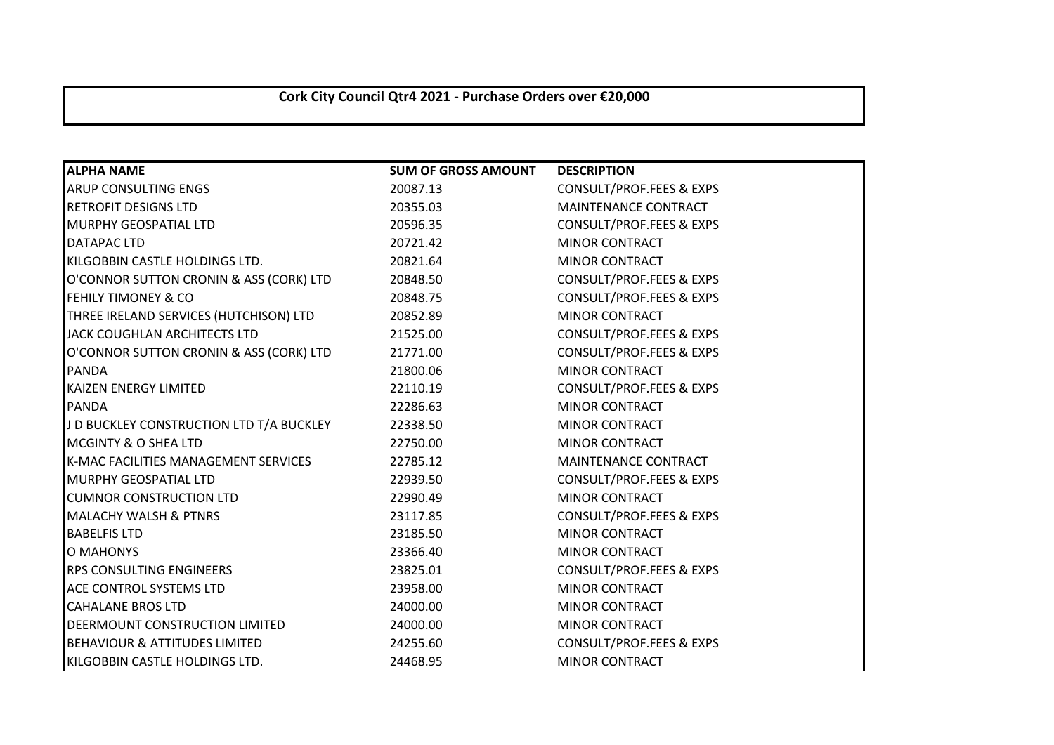# Cork City Council Qtr4 2021 - Purchase Orders over €20,000

| ALPHA NAME | SUM OF GROSS AMOUNT | DESCRIPTION |
|---|---|---|
| ARUP CONSULTING ENGS | 20087.13 | CONSULT/PROF.FEES & EXPS |
| RETROFIT DESIGNS LTD | 20355.03 | MAINTENANCE CONTRACT |
| MURPHY GEOSPATIAL LTD | 20596.35 | CONSULT/PROF.FEES & EXPS |
| DATAPAC LTD | 20721.42 | MINOR CONTRACT |
| KILGOBBIN CASTLE HOLDINGS LTD. | 20821.64 | MINOR CONTRACT |
| O'CONNOR SUTTON CRONIN & ASS (CORK) LTD | 20848.50 | CONSULT/PROF.FEES & EXPS |
| FEHILY TIMONEY & CO | 20848.75 | CONSULT/PROF.FEES & EXPS |
| THREE IRELAND SERVICES (HUTCHISON) LTD | 20852.89 | MINOR CONTRACT |
| JACK COUGHLAN ARCHITECTS LTD | 21525.00 | CONSULT/PROF.FEES & EXPS |
| O'CONNOR SUTTON CRONIN & ASS (CORK) LTD | 21771.00 | CONSULT/PROF.FEES & EXPS |
| PANDA | 21800.06 | MINOR CONTRACT |
| KAIZEN ENERGY LIMITED | 22110.19 | CONSULT/PROF.FEES & EXPS |
| PANDA | 22286.63 | MINOR CONTRACT |
| J D BUCKLEY CONSTRUCTION LTD T/A BUCKLEY | 22338.50 | MINOR CONTRACT |
| MCGINTY & O SHEA LTD | 22750.00 | MINOR CONTRACT |
| K-MAC FACILITIES MANAGEMENT SERVICES | 22785.12 | MAINTENANCE CONTRACT |
| MURPHY GEOSPATIAL LTD | 22939.50 | CONSULT/PROF.FEES & EXPS |
| CUMNOR CONSTRUCTION LTD | 22990.49 | MINOR CONTRACT |
| MALACHY WALSH & PTNRS | 23117.85 | CONSULT/PROF.FEES & EXPS |
| BABELFIS LTD | 23185.50 | MINOR CONTRACT |
| O MAHONYS | 23366.40 | MINOR CONTRACT |
| RPS CONSULTING ENGINEERS | 23825.01 | CONSULT/PROF.FEES & EXPS |
| ACE CONTROL SYSTEMS LTD | 23958.00 | MINOR CONTRACT |
| CAHALANE BROS LTD | 24000.00 | MINOR CONTRACT |
| DEERMOUNT CONSTRUCTION LIMITED | 24000.00 | MINOR CONTRACT |
| BEHAVIOUR & ATTITUDES LIMITED | 24255.60 | CONSULT/PROF.FEES & EXPS |
| KILGOBBIN CASTLE HOLDINGS LTD. | 24468.95 | MINOR CONTRACT |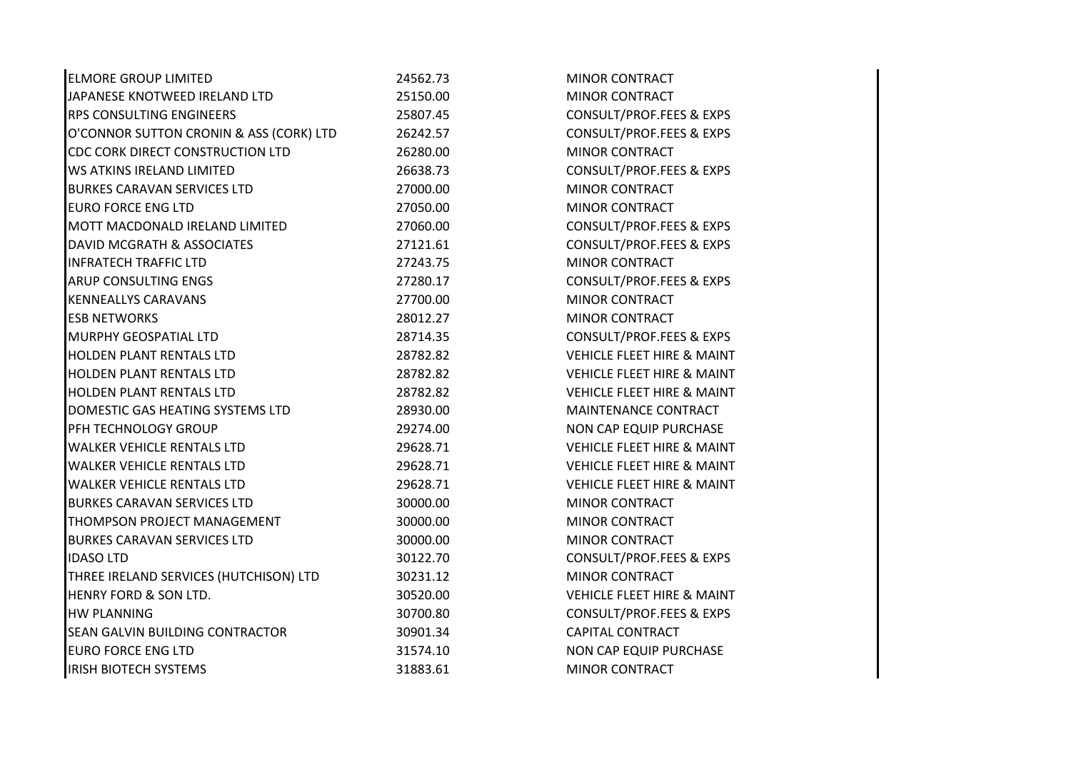| | | |
|---|---|---|
| ELMORE GROUP LIMITED | 24562.73 | MINOR CONTRACT |
| JAPANESE KNOTWEED IRELAND LTD | 25150.00 | MINOR CONTRACT |
| RPS CONSULTING ENGINEERS | 25807.45 | CONSULT/PROF.FEES & EXPS |
| O'CONNOR SUTTON CRONIN & ASS (CORK) LTD | 26242.57 | CONSULT/PROF.FEES & EXPS |
| CDC CORK DIRECT CONSTRUCTION LTD | 26280.00 | MINOR CONTRACT |
| WS ATKINS IRELAND LIMITED | 26638.73 | CONSULT/PROF.FEES & EXPS |
| BURKES CARAVAN SERVICES LTD | 27000.00 | MINOR CONTRACT |
| EURO FORCE ENG LTD | 27050.00 | MINOR CONTRACT |
| MOTT MACDONALD IRELAND LIMITED | 27060.00 | CONSULT/PROF.FEES & EXPS |
| DAVID MCGRATH & ASSOCIATES | 27121.61 | CONSULT/PROF.FEES & EXPS |
| INFRATECH TRAFFIC LTD | 27243.75 | MINOR CONTRACT |
| ARUP CONSULTING ENGS | 27280.17 | CONSULT/PROF.FEES & EXPS |
| KENNEALLYS CARAVANS | 27700.00 | MINOR CONTRACT |
| ESB NETWORKS | 28012.27 | MINOR CONTRACT |
| MURPHY GEOSPATIAL LTD | 28714.35 | CONSULT/PROF.FEES & EXPS |
| HOLDEN PLANT RENTALS LTD | 28782.82 | VEHICLE FLEET HIRE & MAINT |
| HOLDEN PLANT RENTALS LTD | 28782.82 | VEHICLE FLEET HIRE & MAINT |
| HOLDEN PLANT RENTALS LTD | 28782.82 | VEHICLE FLEET HIRE & MAINT |
| DOMESTIC GAS HEATING SYSTEMS LTD | 28930.00 | MAINTENANCE CONTRACT |
| PFH TECHNOLOGY GROUP | 29274.00 | NON CAP EQUIP PURCHASE |
| WALKER VEHICLE RENTALS LTD | 29628.71 | VEHICLE FLEET HIRE & MAINT |
| WALKER VEHICLE RENTALS LTD | 29628.71 | VEHICLE FLEET HIRE & MAINT |
| WALKER VEHICLE RENTALS LTD | 29628.71 | VEHICLE FLEET HIRE & MAINT |
| BURKES CARAVAN SERVICES LTD | 30000.00 | MINOR CONTRACT |
| THOMPSON PROJECT MANAGEMENT | 30000.00 | MINOR CONTRACT |
| BURKES CARAVAN SERVICES LTD | 30000.00 | MINOR CONTRACT |
| IDASO LTD | 30122.70 | CONSULT/PROF.FEES & EXPS |
| THREE IRELAND SERVICES (HUTCHISON) LTD | 30231.12 | MINOR CONTRACT |
| HENRY FORD & SON LTD. | 30520.00 | VEHICLE FLEET HIRE & MAINT |
| HW PLANNING | 30700.80 | CONSULT/PROF.FEES & EXPS |
| SEAN GALVIN BUILDING CONTRACTOR | 30901.34 | CAPITAL CONTRACT |
| EURO FORCE ENG LTD | 31574.10 | NON CAP EQUIP PURCHASE |
| IRISH BIOTECH SYSTEMS | 31883.61 | MINOR CONTRACT |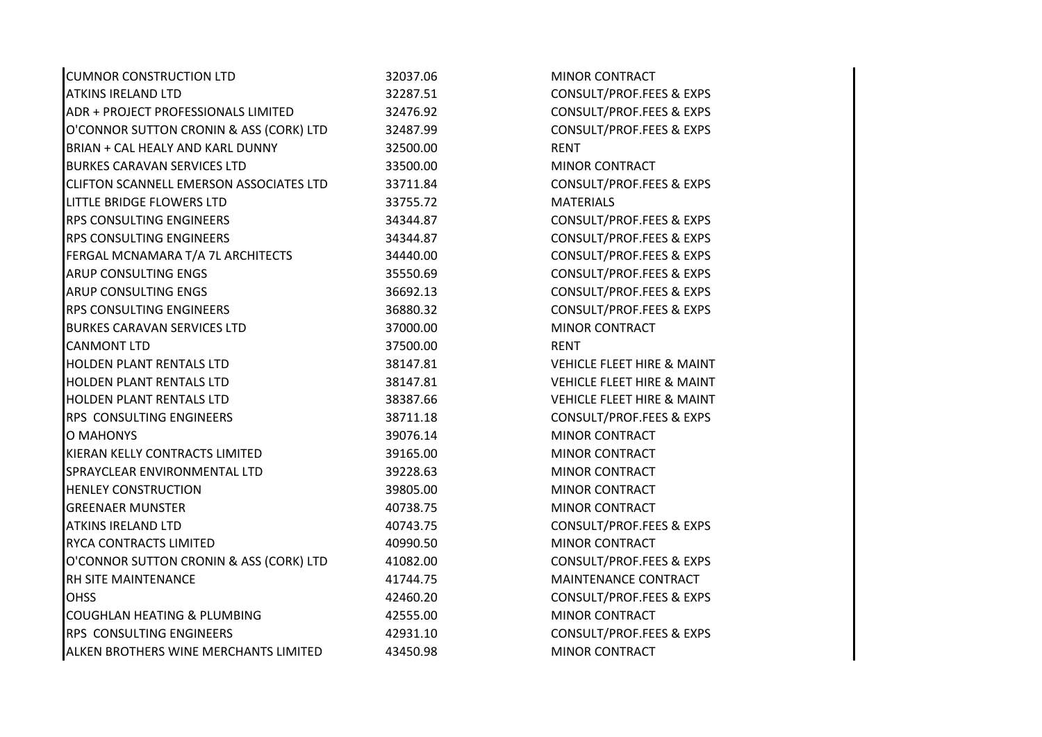| | | |
|---|---|---|
| CUMNOR CONSTRUCTION LTD | 32037.06 | MINOR CONTRACT |
| ATKINS IRELAND LTD | 32287.51 | CONSULT/PROF.FEES & EXPS |
| ADR + PROJECT PROFESSIONALS LIMITED | 32476.92 | CONSULT/PROF.FEES & EXPS |
| O'CONNOR SUTTON CRONIN & ASS (CORK) LTD | 32487.99 | CONSULT/PROF.FEES & EXPS |
| BRIAN + CAL HEALY AND KARL DUNNY | 32500.00 | RENT |
| BURKES CARAVAN SERVICES LTD | 33500.00 | MINOR CONTRACT |
| CLIFTON SCANNELL EMERSON ASSOCIATES LTD | 33711.84 | CONSULT/PROF.FEES & EXPS |
| LITTLE BRIDGE FLOWERS LTD | 33755.72 | MATERIALS |
| RPS CONSULTING ENGINEERS | 34344.87 | CONSULT/PROF.FEES & EXPS |
| RPS CONSULTING ENGINEERS | 34344.87 | CONSULT/PROF.FEES & EXPS |
| FERGAL MCNAMARA T/A 7L ARCHITECTS | 34440.00 | CONSULT/PROF.FEES & EXPS |
| ARUP CONSULTING ENGS | 35550.69 | CONSULT/PROF.FEES & EXPS |
| ARUP CONSULTING ENGS | 36692.13 | CONSULT/PROF.FEES & EXPS |
| RPS CONSULTING ENGINEERS | 36880.32 | CONSULT/PROF.FEES & EXPS |
| BURKES CARAVAN SERVICES LTD | 37000.00 | MINOR CONTRACT |
| CANMONT LTD | 37500.00 | RENT |
| HOLDEN PLANT RENTALS LTD | 38147.81 | VEHICLE FLEET HIRE & MAINT |
| HOLDEN PLANT RENTALS LTD | 38147.81 | VEHICLE FLEET HIRE & MAINT |
| HOLDEN PLANT RENTALS LTD | 38387.66 | VEHICLE FLEET HIRE & MAINT |
| RPS CONSULTING ENGINEERS | 38711.18 | CONSULT/PROF.FEES & EXPS |
| O MAHONYS | 39076.14 | MINOR CONTRACT |
| KIERAN KELLY CONTRACTS LIMITED | 39165.00 | MINOR CONTRACT |
| SPRAYCLEAR ENVIRONMENTAL LTD | 39228.63 | MINOR CONTRACT |
| HENLEY CONSTRUCTION | 39805.00 | MINOR CONTRACT |
| GREENAER MUNSTER | 40738.75 | MINOR CONTRACT |
| ATKINS IRELAND LTD | 40743.75 | CONSULT/PROF.FEES & EXPS |
| RYCA CONTRACTS LIMITED | 40990.50 | MINOR CONTRACT |
| O'CONNOR SUTTON CRONIN & ASS (CORK) LTD | 41082.00 | CONSULT/PROF.FEES & EXPS |
| RH SITE MAINTENANCE | 41744.75 | MAINTENANCE CONTRACT |
| OHSS | 42460.20 | CONSULT/PROF.FEES & EXPS |
| COUGHLAN HEATING & PLUMBING | 42555.00 | MINOR CONTRACT |
| RPS CONSULTING ENGINEERS | 42931.10 | CONSULT/PROF.FEES & EXPS |
| ALKEN BROTHERS WINE MERCHANTS LIMITED | 43450.98 | MINOR CONTRACT |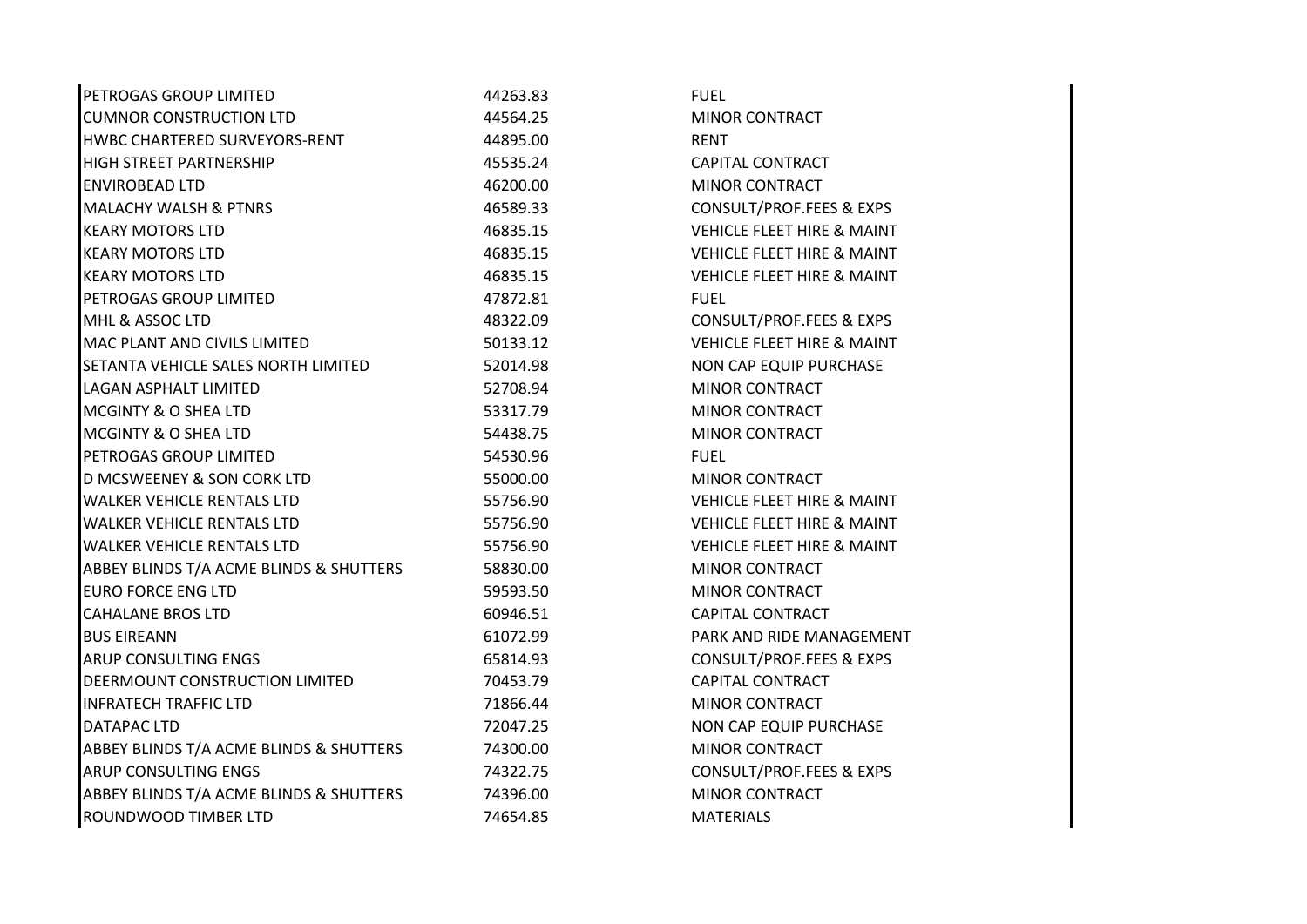| | | |
|---|---|---|
| PETROGAS GROUP LIMITED | 44263.83 | FUEL |
| CUMNOR CONSTRUCTION LTD | 44564.25 | MINOR CONTRACT |
| HWBC CHARTERED SURVEYORS-RENT | 44895.00 | RENT |
| HIGH STREET PARTNERSHIP | 45535.24 | CAPITAL CONTRACT |
| ENVIROBEAD LTD | 46200.00 | MINOR CONTRACT |
| MALACHY WALSH & PTNRS | 46589.33 | CONSULT/PROF.FEES & EXPS |
| KEARY MOTORS LTD | 46835.15 | VEHICLE FLEET HIRE & MAINT |
| KEARY MOTORS LTD | 46835.15 | VEHICLE FLEET HIRE & MAINT |
| KEARY MOTORS LTD | 46835.15 | VEHICLE FLEET HIRE & MAINT |
| PETROGAS GROUP LIMITED | 47872.81 | FUEL |
| MHL & ASSOC LTD | 48322.09 | CONSULT/PROF.FEES & EXPS |
| MAC PLANT AND CIVILS LIMITED | 50133.12 | VEHICLE FLEET HIRE & MAINT |
| SETANTA VEHICLE SALES NORTH LIMITED | 52014.98 | NON CAP EQUIP PURCHASE |
| LAGAN ASPHALT LIMITED | 52708.94 | MINOR CONTRACT |
| MCGINTY & O SHEA LTD | 53317.79 | MINOR CONTRACT |
| MCGINTY & O SHEA LTD | 54438.75 | MINOR CONTRACT |
| PETROGAS GROUP LIMITED | 54530.96 | FUEL |
| D MCSWEENEY & SON CORK LTD | 55000.00 | MINOR CONTRACT |
| WALKER VEHICLE RENTALS LTD | 55756.90 | VEHICLE FLEET HIRE & MAINT |
| WALKER VEHICLE RENTALS LTD | 55756.90 | VEHICLE FLEET HIRE & MAINT |
| WALKER VEHICLE RENTALS LTD | 55756.90 | VEHICLE FLEET HIRE & MAINT |
| ABBEY BLINDS T/A ACME BLINDS & SHUTTERS | 58830.00 | MINOR CONTRACT |
| EURO FORCE ENG LTD | 59593.50 | MINOR CONTRACT |
| CAHALANE BROS LTD | 60946.51 | CAPITAL CONTRACT |
| BUS EIREANN | 61072.99 | PARK AND RIDE MANAGEMENT |
| ARUP CONSULTING ENGS | 65814.93 | CONSULT/PROF.FEES & EXPS |
| DEERMOUNT CONSTRUCTION LIMITED | 70453.79 | CAPITAL CONTRACT |
| INFRATECH TRAFFIC LTD | 71866.44 | MINOR CONTRACT |
| DATAPAC LTD | 72047.25 | NON CAP EQUIP PURCHASE |
| ABBEY BLINDS T/A ACME BLINDS & SHUTTERS | 74300.00 | MINOR CONTRACT |
| ARUP CONSULTING ENGS | 74322.75 | CONSULT/PROF.FEES & EXPS |
| ABBEY BLINDS T/A ACME BLINDS & SHUTTERS | 74396.00 | MINOR CONTRACT |
| ROUNDWOOD TIMBER LTD | 74654.85 | MATERIALS |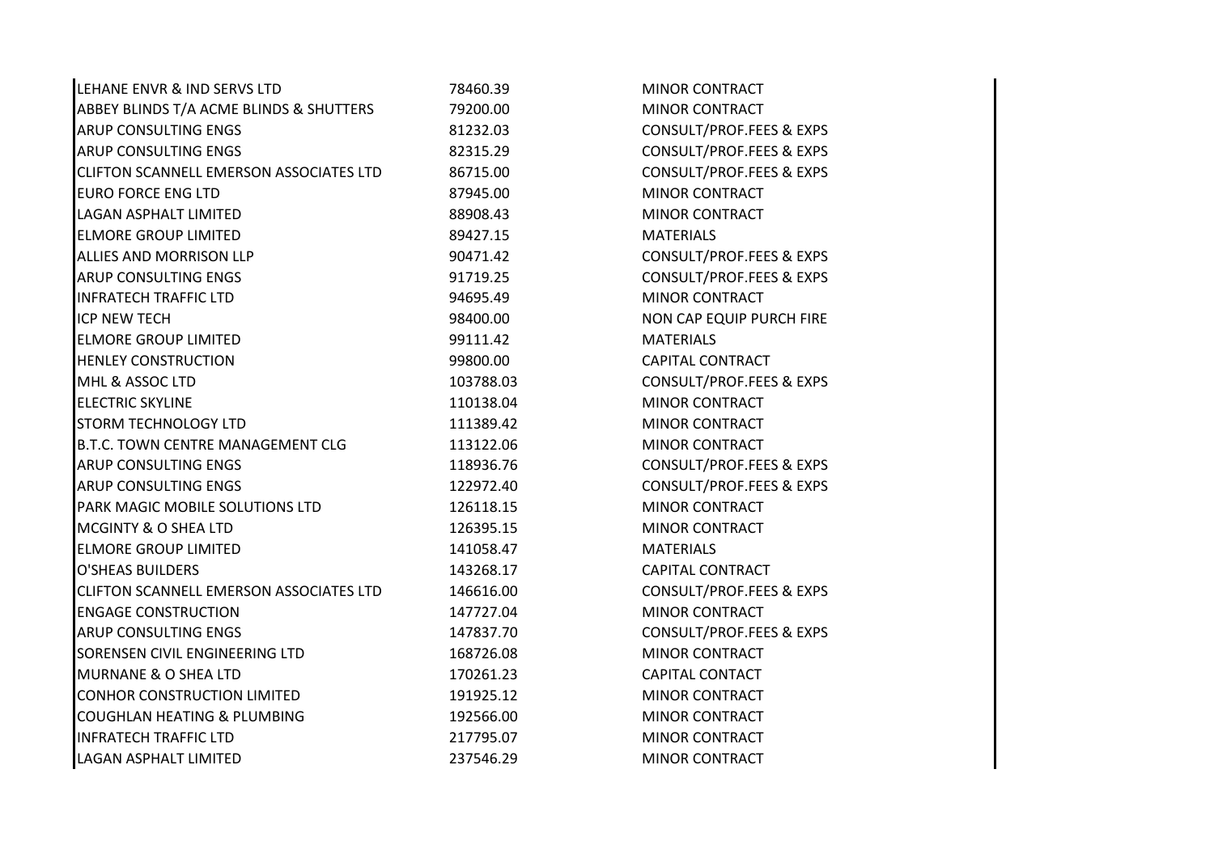| | | |
|---|---|---|
| LEHANE ENVR & IND SERVS LTD | 78460.39 | MINOR CONTRACT |
| ABBEY BLINDS T/A ACME BLINDS & SHUTTERS | 79200.00 | MINOR CONTRACT |
| ARUP CONSULTING ENGS | 81232.03 | CONSULT/PROF.FEES & EXPS |
| ARUP CONSULTING ENGS | 82315.29 | CONSULT/PROF.FEES & EXPS |
| CLIFTON SCANNELL EMERSON ASSOCIATES LTD | 86715.00 | CONSULT/PROF.FEES & EXPS |
| EURO FORCE ENG LTD | 87945.00 | MINOR CONTRACT |
| LAGAN ASPHALT LIMITED | 88908.43 | MINOR CONTRACT |
| ELMORE GROUP LIMITED | 89427.15 | MATERIALS |
| ALLIES AND MORRISON LLP | 90471.42 | CONSULT/PROF.FEES & EXPS |
| ARUP CONSULTING ENGS | 91719.25 | CONSULT/PROF.FEES & EXPS |
| INFRATECH TRAFFIC LTD | 94695.49 | MINOR CONTRACT |
| ICP NEW TECH | 98400.00 | NON CAP EQUIP PURCH FIRE |
| ELMORE GROUP LIMITED | 99111.42 | MATERIALS |
| HENLEY CONSTRUCTION | 99800.00 | CAPITAL CONTRACT |
| MHL & ASSOC LTD | 103788.03 | CONSULT/PROF.FEES & EXPS |
| ELECTRIC SKYLINE | 110138.04 | MINOR CONTRACT |
| STORM TECHNOLOGY LTD | 111389.42 | MINOR CONTRACT |
| B.T.C. TOWN CENTRE MANAGEMENT CLG | 113122.06 | MINOR CONTRACT |
| ARUP CONSULTING ENGS | 118936.76 | CONSULT/PROF.FEES & EXPS |
| ARUP CONSULTING ENGS | 122972.40 | CONSULT/PROF.FEES & EXPS |
| PARK MAGIC MOBILE SOLUTIONS LTD | 126118.15 | MINOR CONTRACT |
| MCGINTY & O SHEA LTD | 126395.15 | MINOR CONTRACT |
| ELMORE GROUP LIMITED | 141058.47 | MATERIALS |
| O'SHEAS BUILDERS | 143268.17 | CAPITAL CONTRACT |
| CLIFTON SCANNELL EMERSON ASSOCIATES LTD | 146616.00 | CONSULT/PROF.FEES & EXPS |
| ENGAGE CONSTRUCTION | 147727.04 | MINOR CONTRACT |
| ARUP CONSULTING ENGS | 147837.70 | CONSULT/PROF.FEES & EXPS |
| SORENSEN CIVIL ENGINEERING LTD | 168726.08 | MINOR CONTRACT |
| MURNANE & O SHEA LTD | 170261.23 | CAPITAL CONTACT |
| CONHOR CONSTRUCTION LIMITED | 191925.12 | MINOR CONTRACT |
| COUGHLAN HEATING & PLUMBING | 192566.00 | MINOR CONTRACT |
| INFRATECH TRAFFIC LTD | 217795.07 | MINOR CONTRACT |
| LAGAN ASPHALT LIMITED | 237546.29 | MINOR CONTRACT |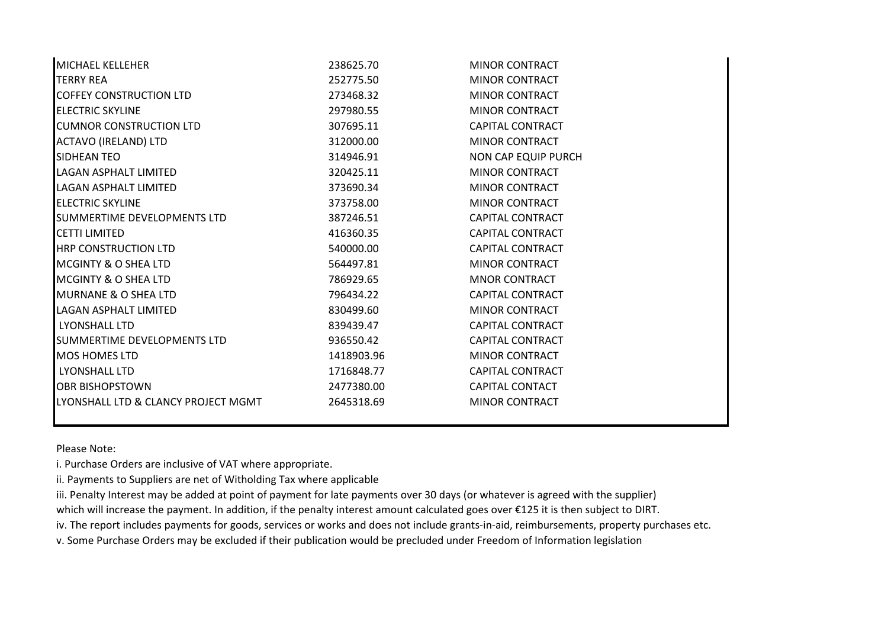| | | |
|---|---|---|
| MICHAEL KELLEHER | 238625.70 | MINOR CONTRACT |
| TERRY REA | 252775.50 | MINOR CONTRACT |
| COFFEY CONSTRUCTION LTD | 273468.32 | MINOR CONTRACT |
| ELECTRIC SKYLINE | 297980.55 | MINOR CONTRACT |
| CUMNOR CONSTRUCTION LTD | 307695.11 | CAPITAL CONTRACT |
| ACTAVO (IRELAND) LTD | 312000.00 | MINOR CONTRACT |
| SIDHEAN TEO | 314946.91 | NON CAP EQUIP PURCH |
| LAGAN ASPHALT LIMITED | 320425.11 | MINOR CONTRACT |
| LAGAN ASPHALT LIMITED | 373690.34 | MINOR CONTRACT |
| ELECTRIC SKYLINE | 373758.00 | MINOR CONTRACT |
| SUMMERTIME DEVELOPMENTS LTD | 387246.51 | CAPITAL CONTRACT |
| CETTI LIMITED | 416360.35 | CAPITAL CONTRACT |
| HRP CONSTRUCTION LTD | 540000.00 | CAPITAL CONTRACT |
| MCGINTY & O SHEA LTD | 564497.81 | MINOR CONTRACT |
| MCGINTY & O SHEA LTD | 786929.65 | MNOR CONTRACT |
| MURNANE & O SHEA LTD | 796434.22 | CAPITAL CONTRACT |
| LAGAN ASPHALT LIMITED | 830499.60 | MINOR CONTRACT |
| LYONSHALL LTD | 839439.47 | CAPITAL CONTRACT |
| SUMMERTIME DEVELOPMENTS LTD | 936550.42 | CAPITAL CONTRACT |
| MOS HOMES LTD | 1418903.96 | MINOR CONTRACT |
| LYONSHALL LTD | 1716848.77 | CAPITAL CONTRACT |
| OBR BISHOPSTOWN | 2477380.00 | CAPITAL CONTACT |
| LYONSHALL LTD & CLANCY PROJECT MGMT | 2645318.69 | MINOR CONTRACT |

Please Note:

i. Purchase Orders are inclusive of VAT where appropriate.

ii. Payments to Suppliers are net of Witholding Tax where applicable

iii. Penalty Interest may be added at point of payment for late payments over 30 days (or whatever is agreed with the supplier) which will increase the payment. In addition, if the penalty interest amount calculated goes over €125 it is then subject to DIRT.

iv. The report includes payments for goods, services or works and does not include grants-in-aid, reimbursements, property purchases etc.

v. Some Purchase Orders may be excluded if their publication would be precluded under Freedom of Information legislation